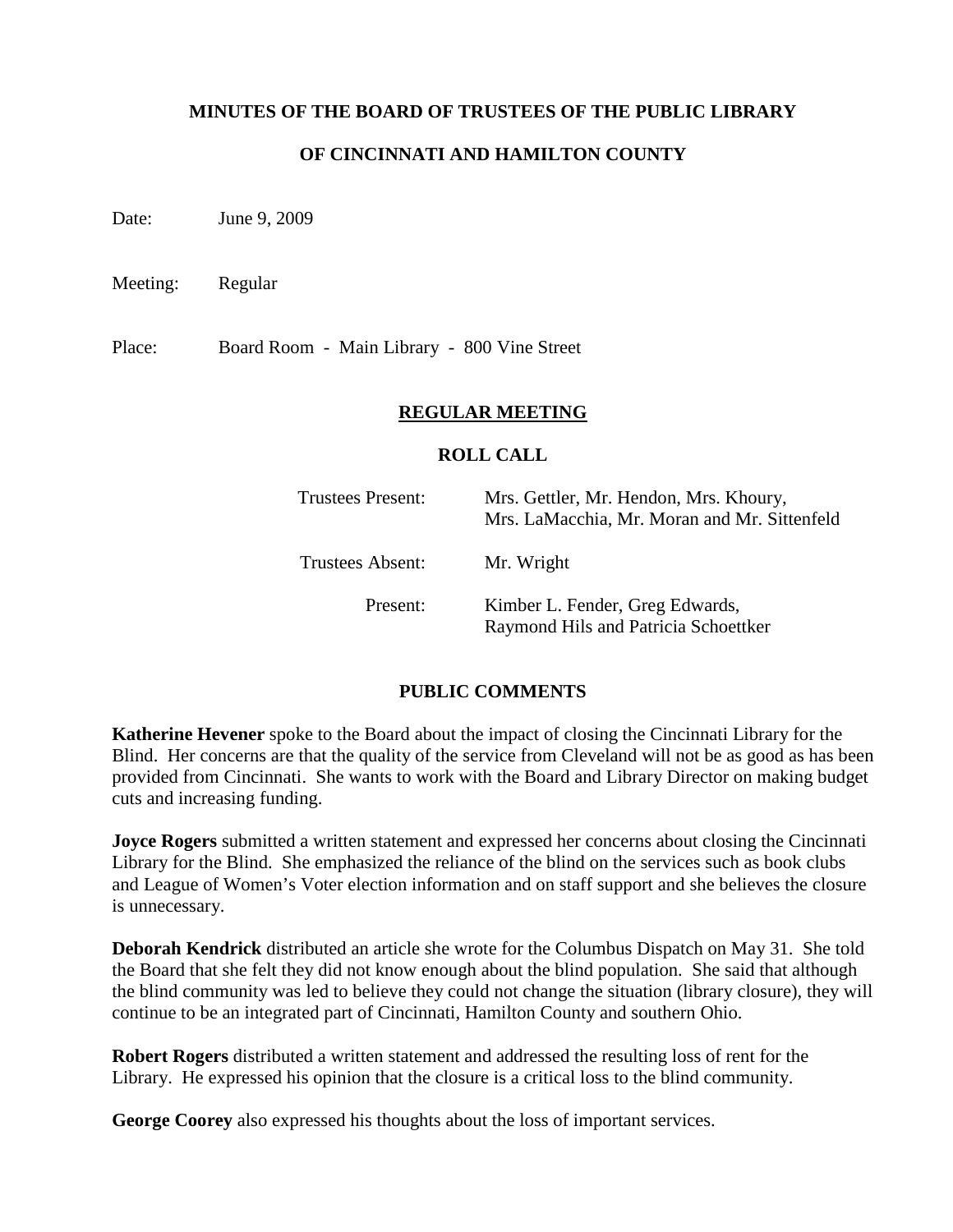# MINUTES OF THE BOARD OF TRUSTEES OF THE PUBLIC LIBRARY

# OF CINCINNATI AND HAMILTON COUNTY

Date: June 9, 2009

Meeting: Regular

Place: Board Room - Main Library - 800 Vine Street

## REGULAR MEETING

### ROLL CALL

| | |
|---|---|
| Trustees Present: | Mrs. Gettler, Mr. Hendon, Mrs. Khoury, Mrs. LaMacchia, Mr. Moran and Mr. Sittenfeld |
| Trustees Absent: | Mr. Wright |
| Present: | Kimber L. Fender, Greg Edwards, Raymond Hils and Patricia Schoettker |

### PUBLIC COMMENTS

**Katherine Hevener** spoke to the Board about the impact of closing the Cincinnati Library for the Blind. Her concerns are that the quality of the service from Cleveland will not be as good as has been provided from Cincinnati. She wants to work with the Board and Library Director on making budget cuts and increasing funding.

**Joyce Rogers** submitted a written statement and expressed her concerns about closing the Cincinnati Library for the Blind. She emphasized the reliance of the blind on the services such as book clubs and League of Women's Voter election information and on staff support and she believes the closure is unnecessary.

**Deborah Kendrick** distributed an article she wrote for the Columbus Dispatch on May 31. She told the Board that she felt they did not know enough about the blind population. She said that although the blind community was led to believe they could not change the situation (library closure), they will continue to be an integrated part of Cincinnati, Hamilton County and southern Ohio.

**Robert Rogers** distributed a written statement and addressed the resulting loss of rent for the Library. He expressed his opinion that the closure is a critical loss to the blind community.

**George Coorey** also expressed his thoughts about the loss of important services.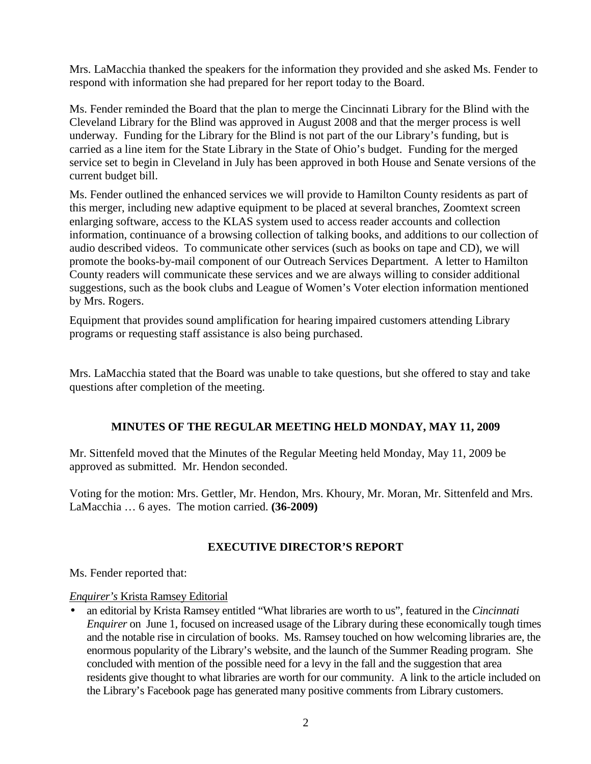Mrs. LaMacchia thanked the speakers for the information they provided and she asked Ms. Fender to respond with information she had prepared for her report today to the Board.

Ms. Fender reminded the Board that the plan to merge the Cincinnati Library for the Blind with the Cleveland Library for the Blind was approved in August 2008 and that the merger process is well underway. Funding for the Library for the Blind is not part of the our Library's funding, but is carried as a line item for the State Library in the State of Ohio's budget. Funding for the merged service set to begin in Cleveland in July has been approved in both House and Senate versions of the current budget bill.

Ms. Fender outlined the enhanced services we will provide to Hamilton County residents as part of this merger, including new adaptive equipment to be placed at several branches, Zoomtext screen enlarging software, access to the KLAS system used to access reader accounts and collection information, continuance of a browsing collection of talking books, and additions to our collection of audio described videos. To communicate other services (such as books on tape and CD), we will promote the books-by-mail component of our Outreach Services Department. A letter to Hamilton County readers will communicate these services and we are always willing to consider additional suggestions, such as the book clubs and League of Women's Voter election information mentioned by Mrs. Rogers.

Equipment that provides sound amplification for hearing impaired customers attending Library programs or requesting staff assistance is also being purchased.

Mrs. LaMacchia stated that the Board was unable to take questions, but she offered to stay and take questions after completion of the meeting.

## MINUTES OF THE REGULAR MEETING HELD MONDAY, MAY 11, 2009

Mr. Sittenfeld moved that the Minutes of the Regular Meeting held Monday, May 11, 2009 be approved as submitted. Mr. Hendon seconded.

Voting for the motion: Mrs. Gettler, Mr. Hendon, Mrs. Khoury, Mr. Moran, Mr. Sittenfeld and Mrs. LaMacchia … 6 ayes. The motion carried. **(36-2009)**

## EXECUTIVE DIRECTOR'S REPORT

Ms. Fender reported that:

*Enquirer's* Krista Ramsey Editorial

- an editorial by Krista Ramsey entitled "What libraries are worth to us", featured in the *Cincinnati Enquirer* on June 1, focused on increased usage of the Library during these economically tough times and the notable rise in circulation of books. Ms. Ramsey touched on how welcoming libraries are, the enormous popularity of the Library's website, and the launch of the Summer Reading program. She concluded with mention of the possible need for a levy in the fall and the suggestion that area residents give thought to what libraries are worth for our community. A link to the article included on the Library's Facebook page has generated many positive comments from Library customers.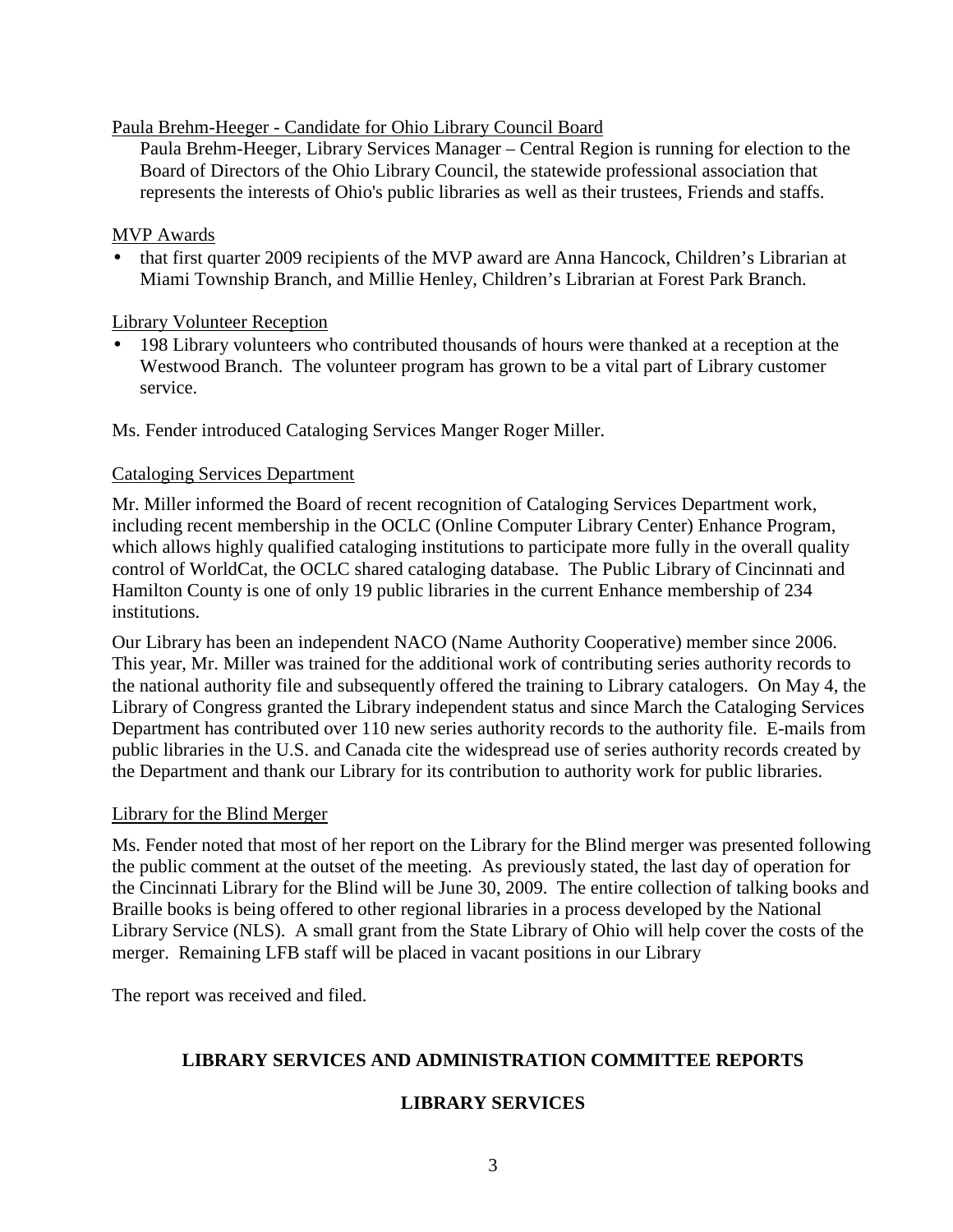<u>Paula Brehm-Heeger - Candidate for Ohio Library Council Board</u>

Paula Brehm-Heeger, Library Services Manager – Central Region is running for election to the Board of Directors of the Ohio Library Council, the statewide professional association that represents the interests of Ohio's public libraries as well as their trustees, Friends and staffs.

<u>MVP Awards</u>

- that first quarter 2009 recipients of the MVP award are Anna Hancock, Children's Librarian at Miami Township Branch, and Millie Henley, Children's Librarian at Forest Park Branch.

<u>Library Volunteer Reception</u>

- 198 Library volunteers who contributed thousands of hours were thanked at a reception at the Westwood Branch. The volunteer program has grown to be a vital part of Library customer service.

Ms. Fender introduced Cataloging Services Manger Roger Miller.

<u>Cataloging Services Department</u>

Mr. Miller informed the Board of recent recognition of Cataloging Services Department work, including recent membership in the OCLC (Online Computer Library Center) Enhance Program, which allows highly qualified cataloging institutions to participate more fully in the overall quality control of WorldCat, the OCLC shared cataloging database. The Public Library of Cincinnati and Hamilton County is one of only 19 public libraries in the current Enhance membership of 234 institutions.

Our Library has been an independent NACO (Name Authority Cooperative) member since 2006. This year, Mr. Miller was trained for the additional work of contributing series authority records to the national authority file and subsequently offered the training to Library catalogers. On May 4, the Library of Congress granted the Library independent status and since March the Cataloging Services Department has contributed over 110 new series authority records to the authority file. E-mails from public libraries in the U.S. and Canada cite the widespread use of series authority records created by the Department and thank our Library for its contribution to authority work for public libraries.

<u>Library for the Blind Merger</u>

Ms. Fender noted that most of her report on the Library for the Blind merger was presented following the public comment at the outset of the meeting. As previously stated, the last day of operation for the Cincinnati Library for the Blind will be June 30, 2009. The entire collection of talking books and Braille books is being offered to other regional libraries in a process developed by the National Library Service (NLS). A small grant from the State Library of Ohio will help cover the costs of the merger. Remaining LFB staff will be placed in vacant positions in our Library

The report was received and filed.

## LIBRARY SERVICES AND ADMINISTRATION COMMITTEE REPORTS

## LIBRARY SERVICES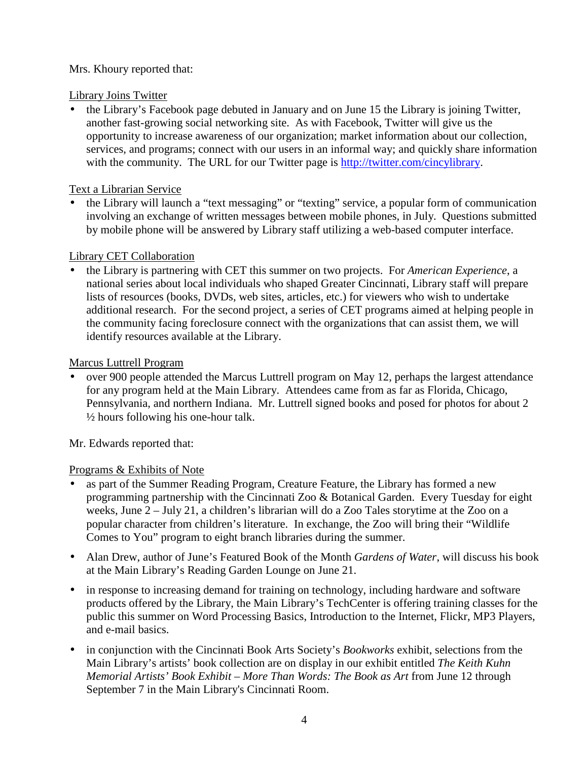Mrs. Khoury reported that:

Library Joins Twitter

- the Library's Facebook page debuted in January and on June 15 the Library is joining Twitter, another fast-growing social networking site. As with Facebook, Twitter will give us the opportunity to increase awareness of our organization; market information about our collection, services, and programs; connect with our users in an informal way; and quickly share information with the community. The URL for our Twitter page is [http://twitter.com/cincylibrary](http://twitter.com/cincylibrary).

Text a Librarian Service

- the Library will launch a "text messaging" or "texting" service, a popular form of communication involving an exchange of written messages between mobile phones, in July. Questions submitted by mobile phone will be answered by Library staff utilizing a web-based computer interface.

Library CET Collaboration

- the Library is partnering with CET this summer on two projects. For *American Experience*, a national series about local individuals who shaped Greater Cincinnati, Library staff will prepare lists of resources (books, DVDs, web sites, articles, etc.) for viewers who wish to undertake additional research. For the second project, a series of CET programs aimed at helping people in the community facing foreclosure connect with the organizations that can assist them, we will identify resources available at the Library.

Marcus Luttrell Program

- over 900 people attended the Marcus Luttrell program on May 12, perhaps the largest attendance for any program held at the Main Library. Attendees came from as far as Florida, Chicago, Pennsylvania, and northern Indiana. Mr. Luttrell signed books and posed for photos for about 2 ½ hours following his one-hour talk.

Mr. Edwards reported that:

Programs & Exhibits of Note

- as part of the Summer Reading Program, Creature Feature, the Library has formed a new programming partnership with the Cincinnati Zoo & Botanical Garden. Every Tuesday for eight weeks, June 2 – July 21, a children's librarian will do a Zoo Tales storytime at the Zoo on a popular character from children's literature. In exchange, the Zoo will bring their "Wildlife Comes to You" program to eight branch libraries during the summer.

- Alan Drew, author of June's Featured Book of the Month *Gardens of Water*, will discuss his book at the Main Library's Reading Garden Lounge on June 21.

- in response to increasing demand for training on technology, including hardware and software products offered by the Library, the Main Library's TechCenter is offering training classes for the public this summer on Word Processing Basics, Introduction to the Internet, Flickr, MP3 Players, and e-mail basics.

- in conjunction with the Cincinnati Book Arts Society's *Bookworks* exhibit, selections from the Main Library's artists' book collection are on display in our exhibit entitled *The Keith Kuhn Memorial Artists' Book Exhibit – More Than Words: The Book as Art* from June 12 through September 7 in the Main Library's Cincinnati Room.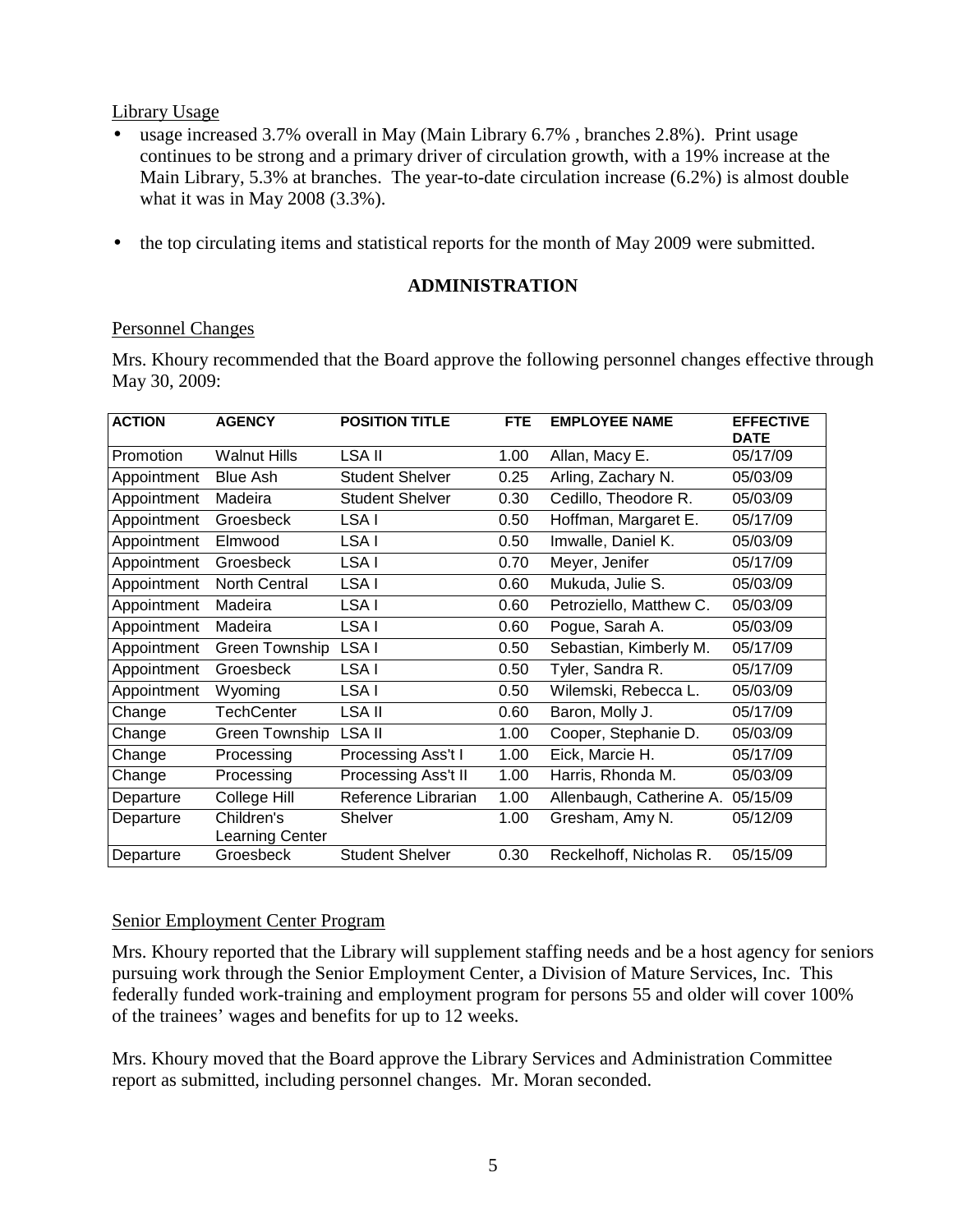Library Usage

- usage increased 3.7% overall in May (Main Library 6.7% , branches 2.8%). Print usage continues to be strong and a primary driver of circulation growth, with a 19% increase at the Main Library, 5.3% at branches. The year-to-date circulation increase (6.2%) is almost double what it was in May 2008 (3.3%).
- the top circulating items and statistical reports for the month of May 2009 were submitted.

## ADMINISTRATION

Personnel Changes

Mrs. Khoury recommended that the Board approve the following personnel changes effective through May 30, 2009:

| ACTION | AGENCY | POSITION TITLE | FTE | EMPLOYEE NAME | EFFECTIVE DATE |
|---|---|---|---|---|---|
| Promotion | Walnut Hills | LSA II | 1.00 | Allan, Macy E. | 05/17/09 |
| Appointment | Blue Ash | Student Shelver | 0.25 | Arling, Zachary N. | 05/03/09 |
| Appointment | Madeira | Student Shelver | 0.30 | Cedillo, Theodore R. | 05/03/09 |
| Appointment | Groesbeck | LSA I | 0.50 | Hoffman, Margaret E. | 05/17/09 |
| Appointment | Elmwood | LSA I | 0.50 | Imwalle, Daniel K. | 05/03/09 |
| Appointment | Groesbeck | LSA I | 0.70 | Meyer, Jenifer | 05/17/09 |
| Appointment | North Central | LSA I | 0.60 | Mukuda, Julie S. | 05/03/09 |
| Appointment | Madeira | LSA I | 0.60 | Petroziello, Matthew C. | 05/03/09 |
| Appointment | Madeira | LSA I | 0.60 | Pogue, Sarah A. | 05/03/09 |
| Appointment | Green Township | LSA I | 0.50 | Sebastian, Kimberly M. | 05/17/09 |
| Appointment | Groesbeck | LSA I | 0.50 | Tyler, Sandra R. | 05/17/09 |
| Appointment | Wyoming | LSA I | 0.50 | Wilemski, Rebecca L. | 05/03/09 |
| Change | TechCenter | LSA II | 0.60 | Baron, Molly J. | 05/17/09 |
| Change | Green Township | LSA II | 1.00 | Cooper, Stephanie D. | 05/03/09 |
| Change | Processing | Processing Ass't I | 1.00 | Eick, Marcie H. | 05/17/09 |
| Change | Processing | Processing Ass't II | 1.00 | Harris, Rhonda M. | 05/03/09 |
| Departure | College Hill | Reference Librarian | 1.00 | Allenbaugh, Catherine A. | 05/15/09 |
| Departure | Children's Learning Center | Shelver | 1.00 | Gresham, Amy N. | 05/12/09 |
| Departure | Groesbeck | Student Shelver | 0.30 | Reckelhoff, Nicholas R. | 05/15/09 |

Senior Employment Center Program

Mrs. Khoury reported that the Library will supplement staffing needs and be a host agency for seniors pursuing work through the Senior Employment Center, a Division of Mature Services, Inc. This federally funded work-training and employment program for persons 55 and older will cover 100% of the trainees' wages and benefits for up to 12 weeks.

Mrs. Khoury moved that the Board approve the Library Services and Administration Committee report as submitted, including personnel changes. Mr. Moran seconded.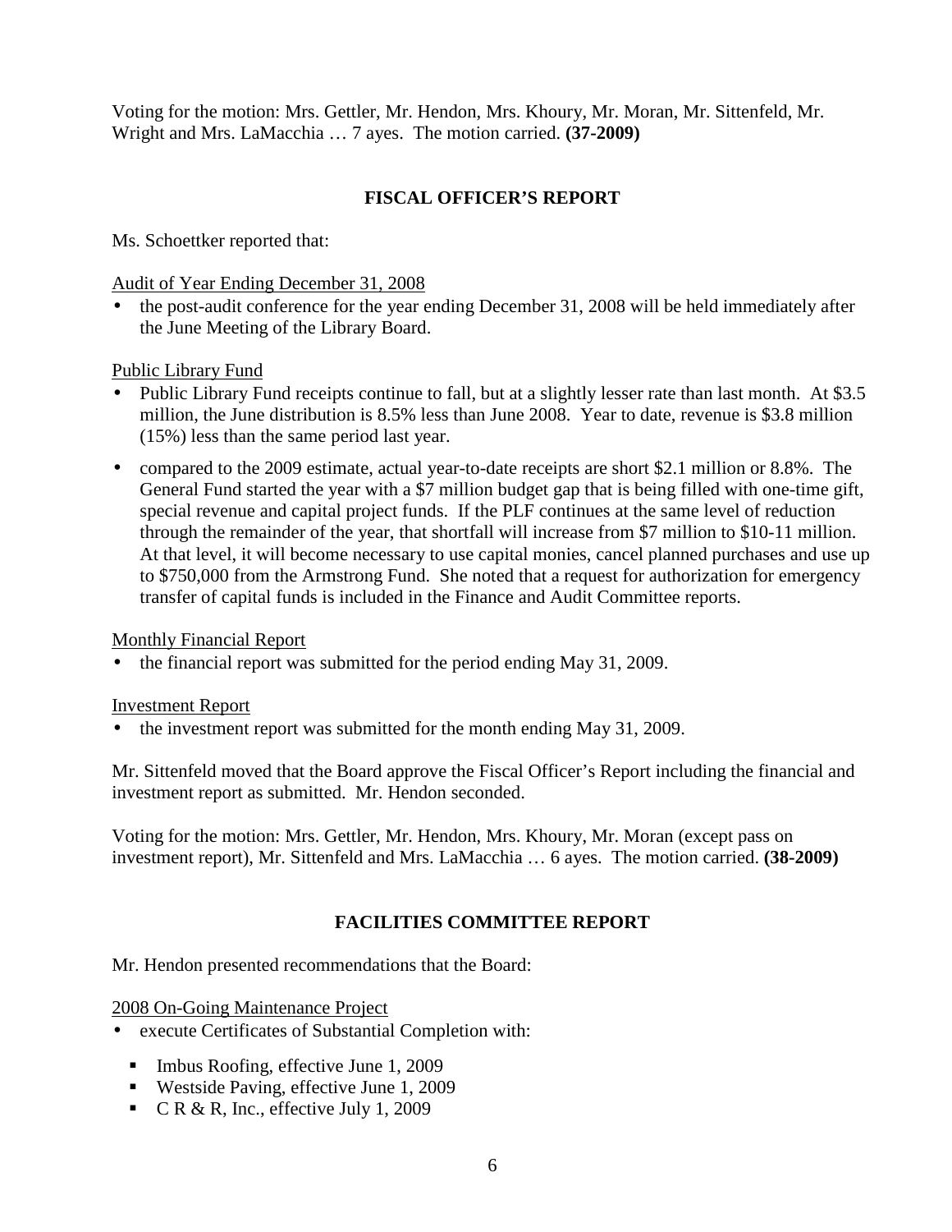Voting for the motion: Mrs. Gettler, Mr. Hendon, Mrs. Khoury, Mr. Moran, Mr. Sittenfeld, Mr. Wright and Mrs. LaMacchia … 7 ayes. The motion carried. **(37-2009)**

## FISCAL OFFICER'S REPORT

Ms. Schoettker reported that:

Audit of Year Ending December 31, 2008

- the post-audit conference for the year ending December 31, 2008 will be held immediately after the June Meeting of the Library Board.

Public Library Fund

- Public Library Fund receipts continue to fall, but at a slightly lesser rate than last month. At $3.5 million, the June distribution is 8.5% less than June 2008. Year to date, revenue is $3.8 million (15%) less than the same period last year.
- compared to the 2009 estimate, actual year-to-date receipts are short $2.1 million or 8.8%. The General Fund started the year with a $7 million budget gap that is being filled with one-time gift, special revenue and capital project funds. If the PLF continues at the same level of reduction through the remainder of the year, that shortfall will increase from $7 million to $10-11 million. At that level, it will become necessary to use capital monies, cancel planned purchases and use up to $750,000 from the Armstrong Fund. She noted that a request for authorization for emergency transfer of capital funds is included in the Finance and Audit Committee reports.

Monthly Financial Report

- the financial report was submitted for the period ending May 31, 2009.

Investment Report

- the investment report was submitted for the month ending May 31, 2009.

Mr. Sittenfeld moved that the Board approve the Fiscal Officer's Report including the financial and investment report as submitted. Mr. Hendon seconded.

Voting for the motion: Mrs. Gettler, Mr. Hendon, Mrs. Khoury, Mr. Moran (except pass on investment report), Mr. Sittenfeld and Mrs. LaMacchia … 6 ayes. The motion carried. **(38-2009)**

## FACILITIES COMMITTEE REPORT

Mr. Hendon presented recommendations that the Board:

2008 On-Going Maintenance Project

- execute Certificates of Substantial Completion with:
  - Imbus Roofing, effective June 1, 2009
  - Westside Paving, effective June 1, 2009
  - C R & R, Inc., effective July 1, 2009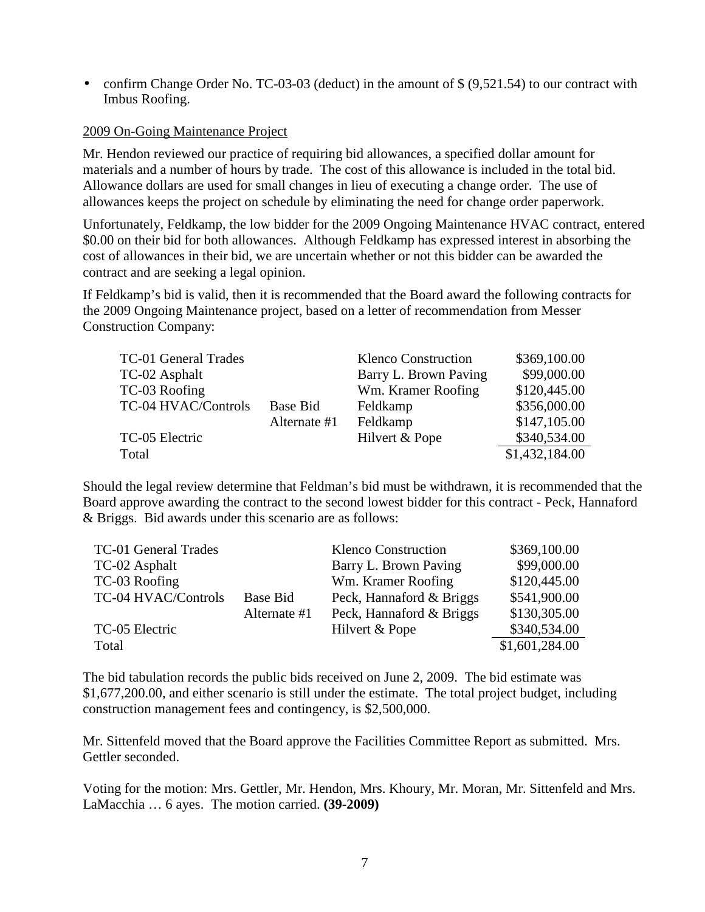- confirm Change Order No. TC-03-03 (deduct) in the amount of $ (9,521.54) to our contract with Imbus Roofing.

2009 On-Going Maintenance Project

Mr. Hendon reviewed our practice of requiring bid allowances, a specified dollar amount for materials and a number of hours by trade. The cost of this allowance is included in the total bid. Allowance dollars are used for small changes in lieu of executing a change order. The use of allowances keeps the project on schedule by eliminating the need for change order paperwork.

Unfortunately, Feldkamp, the low bidder for the 2009 Ongoing Maintenance HVAC contract, entered $0.00 on their bid for both allowances. Although Feldkamp has expressed interest in absorbing the cost of allowances in their bid, we are uncertain whether or not this bidder can be awarded the contract and are seeking a legal opinion.

If Feldkamp's bid is valid, then it is recommended that the Board award the following contracts for the 2009 Ongoing Maintenance project, based on a letter of recommendation from Messer Construction Company:

| | | | |
|---|---|---|---|
| TC-01 General Trades | | Klenco Construction | $369,100.00 |
| TC-02 Asphalt | | Barry L. Brown Paving | $99,000.00 |
| TC-03 Roofing | | Wm. Kramer Roofing | $120,445.00 |
| TC-04 HVAC/Controls | Base Bid | Feldkamp | $356,000.00 |
| | Alternate #1 | Feldkamp | $147,105.00 |
| TC-05 Electric | | Hilvert & Pope | $340,534.00 |
| Total | | | $1,432,184.00 |

Should the legal review determine that Feldman's bid must be withdrawn, it is recommended that the Board approve awarding the contract to the second lowest bidder for this contract - Peck, Hannaford & Briggs. Bid awards under this scenario are as follows:

| | | | |
|---|---|---|---|
| TC-01 General Trades | | Klenco Construction | $369,100.00 |
| TC-02 Asphalt | | Barry L. Brown Paving | $99,000.00 |
| TC-03 Roofing | | Wm. Kramer Roofing | $120,445.00 |
| TC-04 HVAC/Controls | Base Bid | Peck, Hannaford & Briggs | $541,900.00 |
| | Alternate #1 | Peck, Hannaford & Briggs | $130,305.00 |
| TC-05 Electric | | Hilvert & Pope | $340,534.00 |
| Total | | | $1,601,284.00 |

The bid tabulation records the public bids received on June 2, 2009. The bid estimate was $1,677,200.00, and either scenario is still under the estimate. The total project budget, including construction management fees and contingency, is $2,500,000.

Mr. Sittenfeld moved that the Board approve the Facilities Committee Report as submitted. Mrs. Gettler seconded.

Voting for the motion: Mrs. Gettler, Mr. Hendon, Mrs. Khoury, Mr. Moran, Mr. Sittenfeld and Mrs. LaMacchia … 6 ayes. The motion carried. **(39-2009)**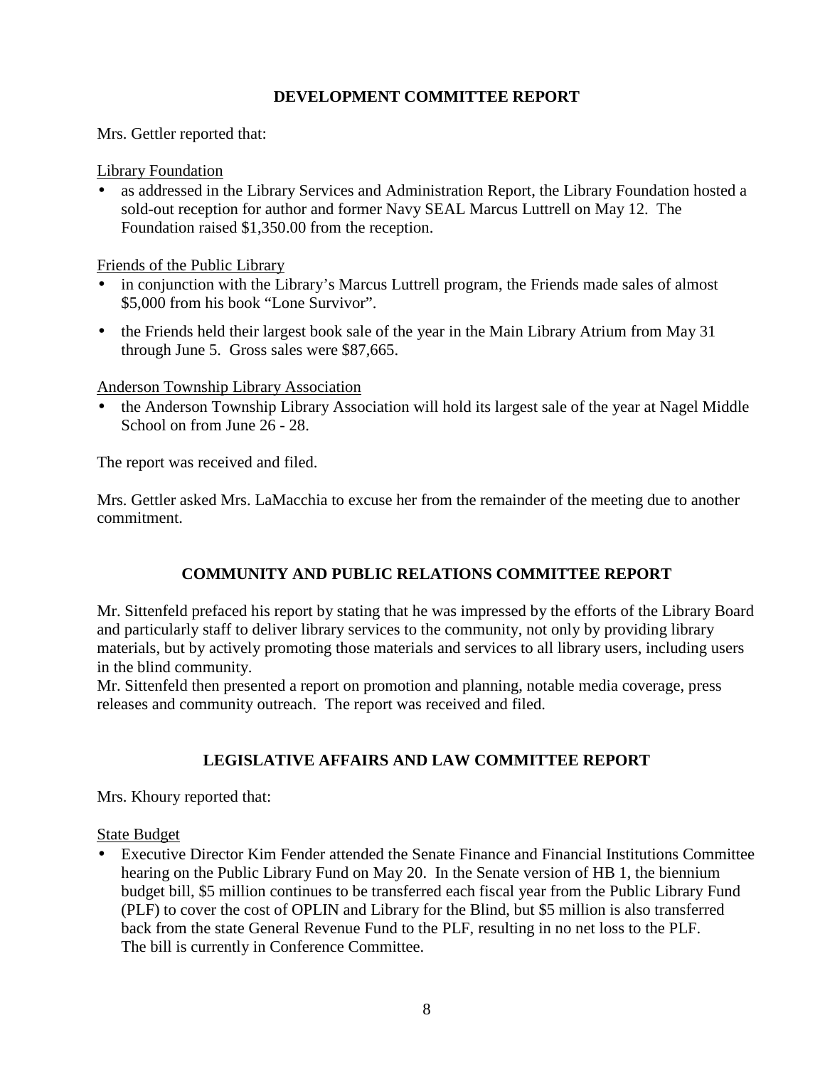## DEVELOPMENT COMMITTEE REPORT

Mrs. Gettler reported that:

Library Foundation

- as addressed in the Library Services and Administration Report, the Library Foundation hosted a sold-out reception for author and former Navy SEAL Marcus Luttrell on May 12. The Foundation raised $1,350.00 from the reception.

Friends of the Public Library

- in conjunction with the Library's Marcus Luttrell program, the Friends made sales of almost $5,000 from his book "Lone Survivor".
- the Friends held their largest book sale of the year in the Main Library Atrium from May 31 through June 5. Gross sales were $87,665.

Anderson Township Library Association

- the Anderson Township Library Association will hold its largest sale of the year at Nagel Middle School on from June 26 - 28.

The report was received and filed.

Mrs. Gettler asked Mrs. LaMacchia to excuse her from the remainder of the meeting due to another commitment.

## COMMUNITY AND PUBLIC RELATIONS COMMITTEE REPORT

Mr. Sittenfeld prefaced his report by stating that he was impressed by the efforts of the Library Board and particularly staff to deliver library services to the community, not only by providing library materials, but by actively promoting those materials and services to all library users, including users in the blind community.

Mr. Sittenfeld then presented a report on promotion and planning, notable media coverage, press releases and community outreach. The report was received and filed.

## LEGISLATIVE AFFAIRS AND LAW COMMITTEE REPORT

Mrs. Khoury reported that:

State Budget

- Executive Director Kim Fender attended the Senate Finance and Financial Institutions Committee hearing on the Public Library Fund on May 20. In the Senate version of HB 1, the biennium budget bill, $5 million continues to be transferred each fiscal year from the Public Library Fund (PLF) to cover the cost of OPLIN and Library for the Blind, but $5 million is also transferred back from the state General Revenue Fund to the PLF, resulting in no net loss to the PLF. The bill is currently in Conference Committee.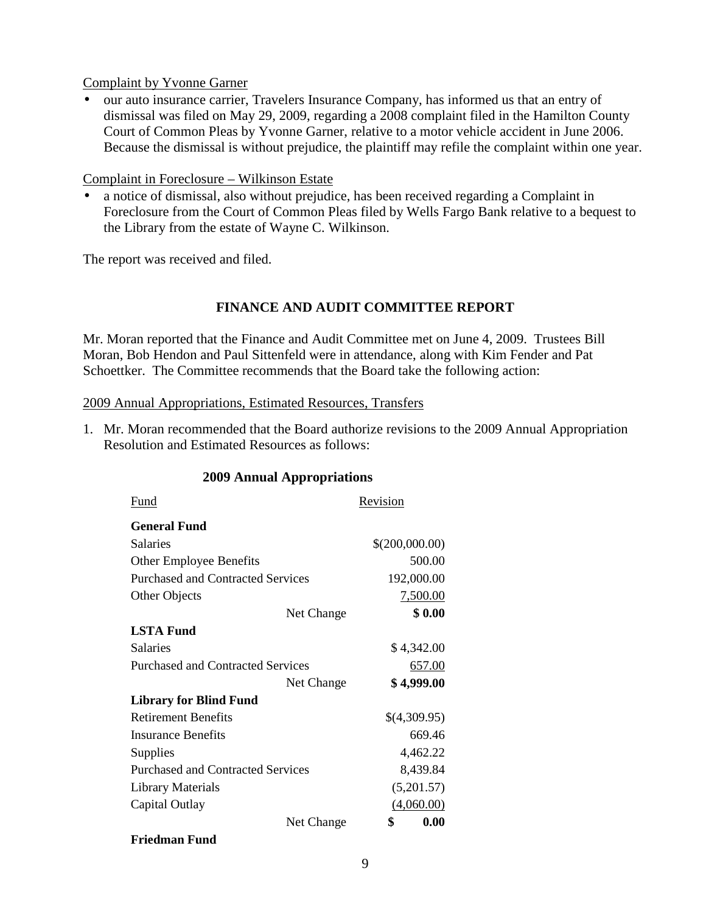Complaint by Yvonne Garner

- our auto insurance carrier, Travelers Insurance Company, has informed us that an entry of dismissal was filed on May 29, 2009, regarding a 2008 complaint filed in the Hamilton County Court of Common Pleas by Yvonne Garner, relative to a motor vehicle accident in June 2006. Because the dismissal is without prejudice, the plaintiff may refile the complaint within one year.

Complaint in Foreclosure – Wilkinson Estate

- a notice of dismissal, also without prejudice, has been received regarding a Complaint in Foreclosure from the Court of Common Pleas filed by Wells Fargo Bank relative to a bequest to the Library from the estate of Wayne C. Wilkinson.

The report was received and filed.

## FINANCE AND AUDIT COMMITTEE REPORT

Mr. Moran reported that the Finance and Audit Committee met on June 4, 2009. Trustees Bill Moran, Bob Hendon and Paul Sittenfeld were in attendance, along with Kim Fender and Pat Schoettker. The Committee recommends that the Board take the following action:

2009 Annual Appropriations, Estimated Resources, Transfers

1. Mr. Moran recommended that the Board authorize revisions to the 2009 Annual Appropriation Resolution and Estimated Resources as follows:

**2009 Annual Appropriations**

| Fund | | Revision |
|---|---|---|
| **General Fund** | | |
| Salaries | | $(200,000.00) |
| Other Employee Benefits | | 500.00 |
| Purchased and Contracted Services | | 192,000.00 |
| Other Objects | | 7,500.00 |
| | Net Change | **$ 0.00** |
| **LSTA Fund** | | |
| Salaries | | $ 4,342.00 |
| Purchased and Contracted Services | | 657.00 |
| | Net Change | **$ 4,999.00** |
| **Library for Blind Fund** | | |
| Retirement Benefits | | $(4,309.95) |
| Insurance Benefits | | 669.46 |
| Supplies | | 4,462.22 |
| Purchased and Contracted Services | | 8,439.84 |
| Library Materials | | (5,201.57) |
| Capital Outlay | | (4,060.00) |
| | Net Change | **$ 0.00** |
| **Friedman Fund** | | |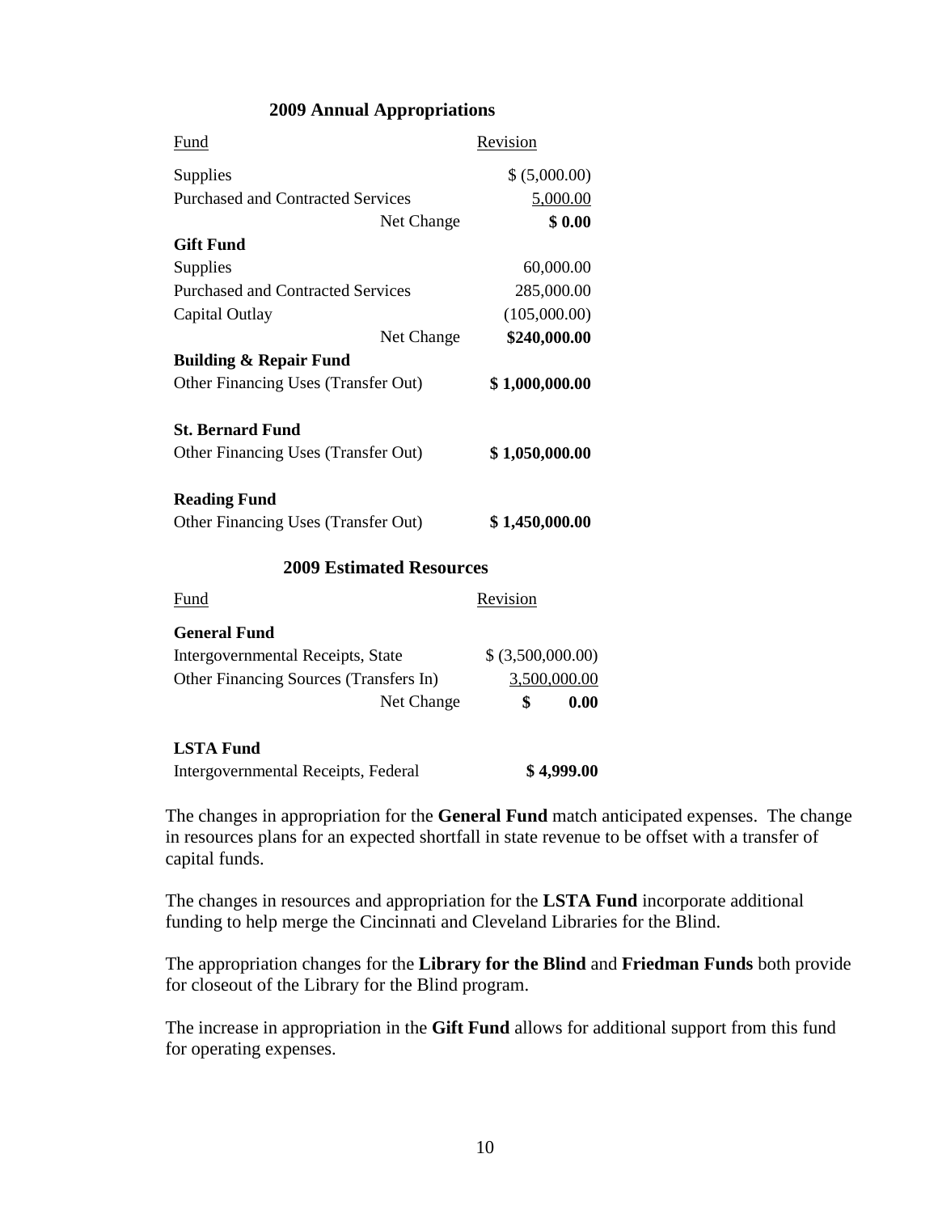## 2009 Annual Appropriations

| Fund | Revision |
|---|---|
| Supplies | $ (5,000.00) |
| Purchased and Contracted Services | 5,000.00 |
| Net Change | **$ 0.00** |
| **Gift Fund** | |
| Supplies | 60,000.00 |
| Purchased and Contracted Services | 285,000.00 |
| Capital Outlay | (105,000.00) |
| Net Change | **$240,000.00** |
| **Building & Repair Fund** | |
| Other Financing Uses (Transfer Out) | **$ 1,000,000.00** |
| **St. Bernard Fund** | |
| Other Financing Uses (Transfer Out) | **$ 1,050,000.00** |
| **Reading Fund** | |
| Other Financing Uses (Transfer Out) | **$ 1,450,000.00** |

## 2009 Estimated Resources

| Fund | Revision |
|---|---|
| **General Fund** | |
| Intergovernmental Receipts, State | $ (3,500,000.00) |
| Other Financing Sources (Transfers In) | 3,500,000.00 |
| Net Change | **$ 0.00** |
| **LSTA Fund** | |
| Intergovernmental Receipts, Federal | **$ 4,999.00** |

The changes in appropriation for the **General Fund** match anticipated expenses. The change in resources plans for an expected shortfall in state revenue to be offset with a transfer of capital funds.

The changes in resources and appropriation for the **LSTA Fund** incorporate additional funding to help merge the Cincinnati and Cleveland Libraries for the Blind.

The appropriation changes for the **Library for the Blind** and **Friedman Funds** both provide for closeout of the Library for the Blind program.

The increase in appropriation in the **Gift Fund** allows for additional support from this fund for operating expenses.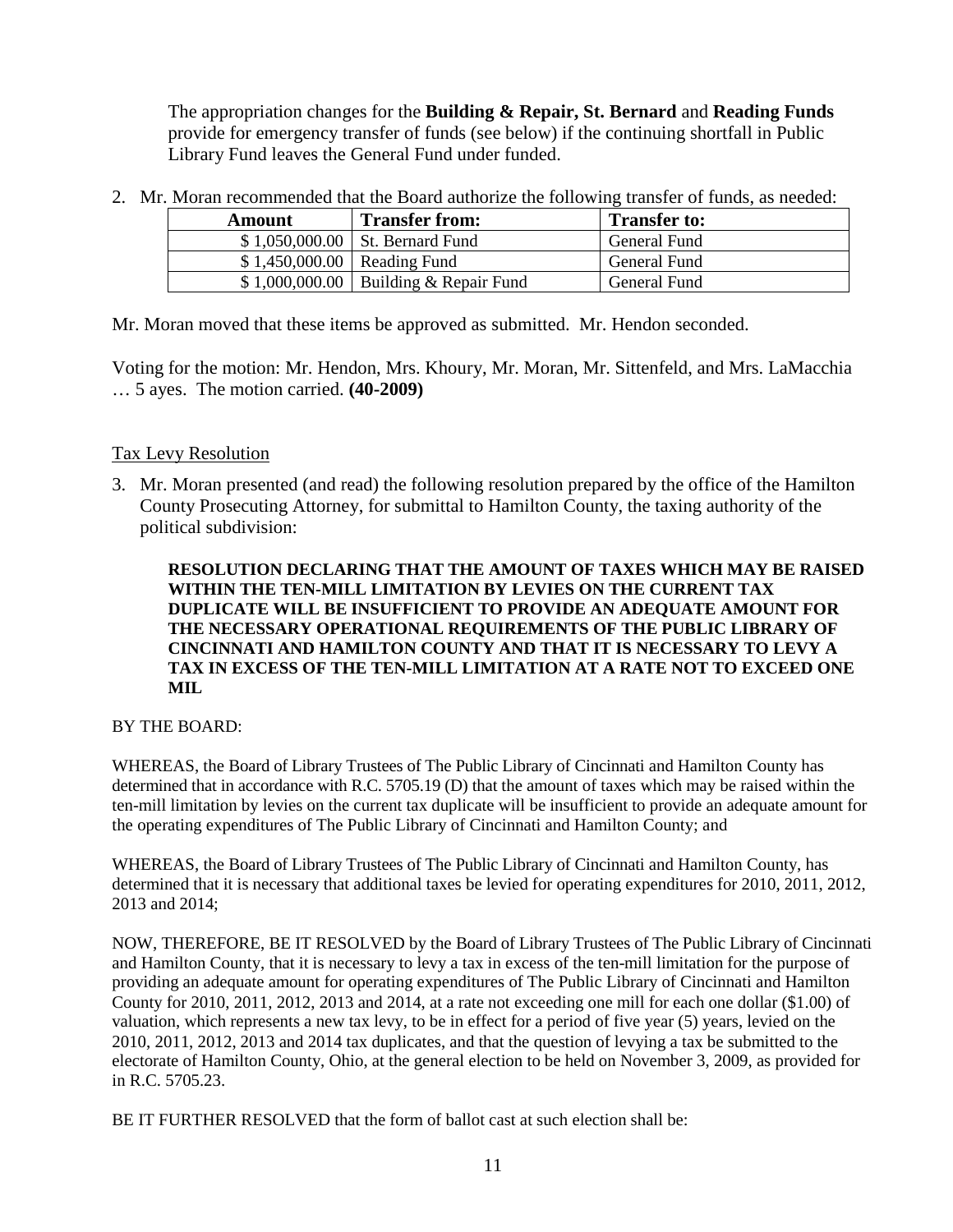The appropriation changes for the **Building & Repair, St. Bernard** and **Reading Funds** provide for emergency transfer of funds (see below) if the continuing shortfall in Public Library Fund leaves the General Fund under funded.

2. Mr. Moran recommended that the Board authorize the following transfer of funds, as needed:

| Amount | Transfer from: | Transfer to: |
|---|---|---|
| $ 1,050,000.00 | St. Bernard Fund | General Fund |
| $ 1,450,000.00 | Reading Fund | General Fund |
| $ 1,000,000.00 | Building & Repair Fund | General Fund |

Mr. Moran moved that these items be approved as submitted. Mr. Hendon seconded.

Voting for the motion: Mr. Hendon, Mrs. Khoury, Mr. Moran, Mr. Sittenfeld, and Mrs. LaMacchia … 5 ayes. The motion carried. **(40-2009)**

Tax Levy Resolution

3. Mr. Moran presented (and read) the following resolution prepared by the office of the Hamilton County Prosecuting Attorney, for submittal to Hamilton County, the taxing authority of the political subdivision:

**RESOLUTION DECLARING THAT THE AMOUNT OF TAXES WHICH MAY BE RAISED WITHIN THE TEN-MILL LIMITATION BY LEVIES ON THE CURRENT TAX DUPLICATE WILL BE INSUFFICIENT TO PROVIDE AN ADEQUATE AMOUNT FOR THE NECESSARY OPERATIONAL REQUIREMENTS OF THE PUBLIC LIBRARY OF CINCINNATI AND HAMILTON COUNTY AND THAT IT IS NECESSARY TO LEVY A TAX IN EXCESS OF THE TEN-MILL LIMITATION AT A RATE NOT TO EXCEED ONE MIL**

BY THE BOARD:

WHEREAS, the Board of Library Trustees of The Public Library of Cincinnati and Hamilton County has determined that in accordance with R.C. 5705.19 (D) that the amount of taxes which may be raised within the ten-mill limitation by levies on the current tax duplicate will be insufficient to provide an adequate amount for the operating expenditures of The Public Library of Cincinnati and Hamilton County; and

WHEREAS, the Board of Library Trustees of The Public Library of Cincinnati and Hamilton County, has determined that it is necessary that additional taxes be levied for operating expenditures for 2010, 2011, 2012, 2013 and 2014;

NOW, THEREFORE, BE IT RESOLVED by the Board of Library Trustees of The Public Library of Cincinnati and Hamilton County, that it is necessary to levy a tax in excess of the ten-mill limitation for the purpose of providing an adequate amount for operating expenditures of The Public Library of Cincinnati and Hamilton County for 2010, 2011, 2012, 2013 and 2014, at a rate not exceeding one mill for each one dollar ($1.00) of valuation, which represents a new tax levy, to be in effect for a period of five year (5) years, levied on the 2010, 2011, 2012, 2013 and 2014 tax duplicates, and that the question of levying a tax be submitted to the electorate of Hamilton County, Ohio, at the general election to be held on November 3, 2009, as provided for in R.C. 5705.23.

BE IT FURTHER RESOLVED that the form of ballot cast at such election shall be: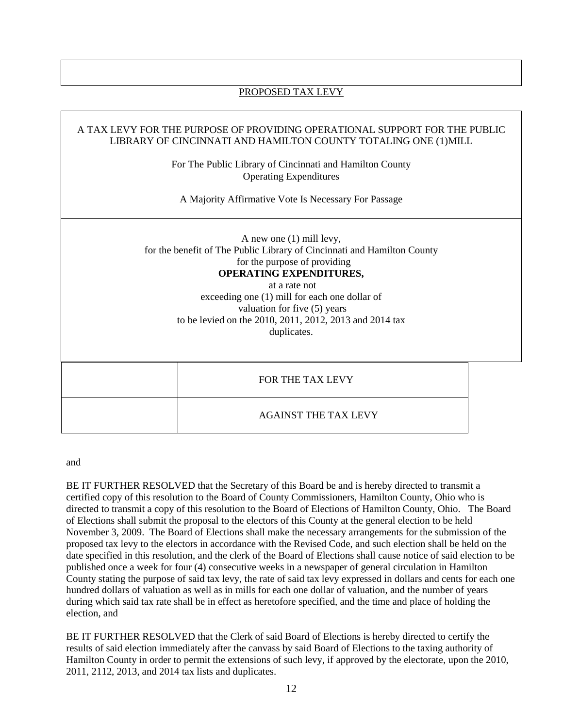PROPOSED TAX LEVY

A TAX LEVY FOR THE PURPOSE OF PROVIDING OPERATIONAL SUPPORT FOR THE PUBLIC LIBRARY OF CINCINNATI AND HAMILTON COUNTY TOTALING ONE (1)MILL

For The Public Library of Cincinnati and Hamilton County
Operating Expenditures

A Majority Affirmative Vote Is Necessary For Passage

A new one (1) mill levy,
for the benefit of The Public Library of Cincinnati and Hamilton County
for the purpose of providing
**OPERATING EXPENDITURES,**
at a rate not
exceeding one (1) mill for each one dollar of
valuation for five (5) years
to be levied on the 2010, 2011, 2012, 2013 and 2014 tax
duplicates.

| | |
|---|---|
| | FOR THE TAX LEVY |
| | AGAINST THE TAX LEVY |

and

BE IT FURTHER RESOLVED that the Secretary of this Board be and is hereby directed to transmit a certified copy of this resolution to the Board of County Commissioners, Hamilton County, Ohio who is directed to transmit a copy of this resolution to the Board of Elections of Hamilton County, Ohio. The Board of Elections shall submit the proposal to the electors of this County at the general election to be held November 3, 2009. The Board of Elections shall make the necessary arrangements for the submission of the proposed tax levy to the electors in accordance with the Revised Code, and such election shall be held on the date specified in this resolution, and the clerk of the Board of Elections shall cause notice of said election to be published once a week for four (4) consecutive weeks in a newspaper of general circulation in Hamilton County stating the purpose of said tax levy, the rate of said tax levy expressed in dollars and cents for each one hundred dollars of valuation as well as in mills for each one dollar of valuation, and the number of years during which said tax rate shall be in effect as heretofore specified, and the time and place of holding the election, and

BE IT FURTHER RESOLVED that the Clerk of said Board of Elections is hereby directed to certify the results of said election immediately after the canvass by said Board of Elections to the taxing authority of Hamilton County in order to permit the extensions of such levy, if approved by the electorate, upon the 2010, 2011, 2112, 2013, and 2014 tax lists and duplicates.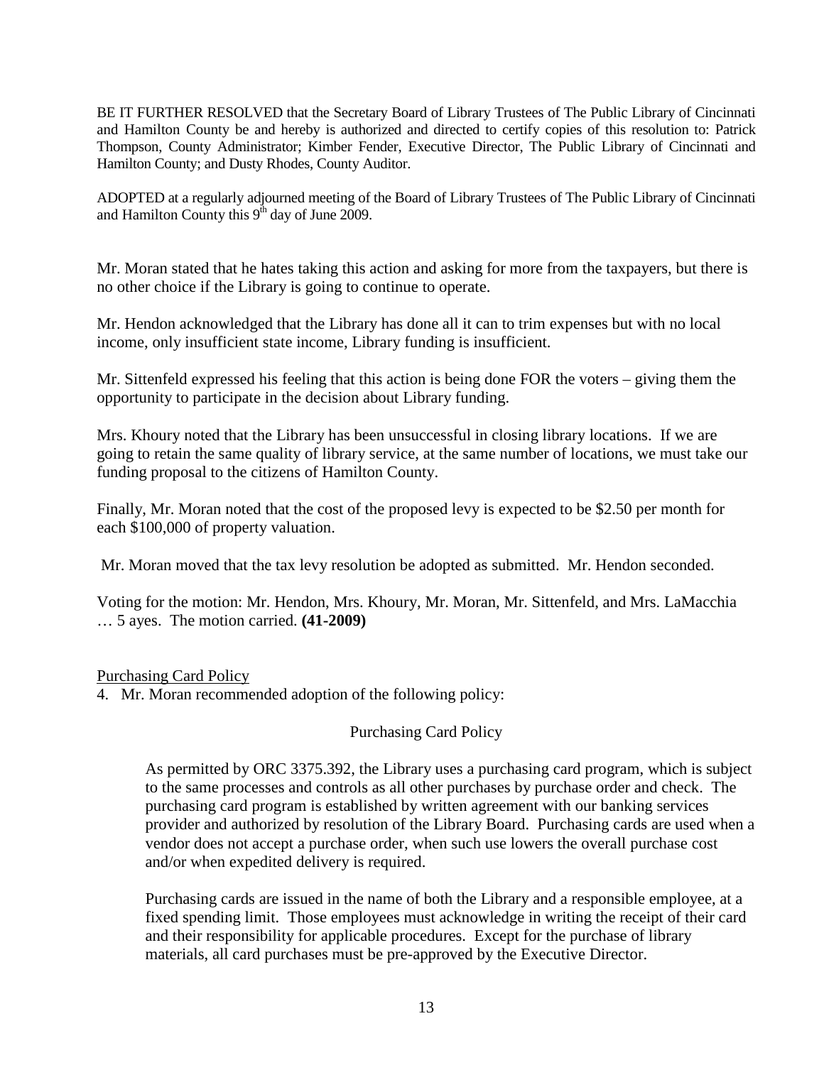BE IT FURTHER RESOLVED that the Secretary Board of Library Trustees of The Public Library of Cincinnati and Hamilton County be and hereby is authorized and directed to certify copies of this resolution to: Patrick Thompson, County Administrator; Kimber Fender, Executive Director, The Public Library of Cincinnati and Hamilton County; and Dusty Rhodes, County Auditor.

ADOPTED at a regularly adjourned meeting of the Board of Library Trustees of The Public Library of Cincinnati and Hamilton County this 9th day of June 2009.

Mr. Moran stated that he hates taking this action and asking for more from the taxpayers, but there is no other choice if the Library is going to continue to operate.

Mr. Hendon acknowledged that the Library has done all it can to trim expenses but with no local income, only insufficient state income, Library funding is insufficient.

Mr. Sittenfeld expressed his feeling that this action is being done FOR the voters – giving them the opportunity to participate in the decision about Library funding.

Mrs. Khoury noted that the Library has been unsuccessful in closing library locations. If we are going to retain the same quality of library service, at the same number of locations, we must take our funding proposal to the citizens of Hamilton County.

Finally, Mr. Moran noted that the cost of the proposed levy is expected to be $2.50 per month for each $100,000 of property valuation.

Mr. Moran moved that the tax levy resolution be adopted as submitted. Mr. Hendon seconded.

Voting for the motion: Mr. Hendon, Mrs. Khoury, Mr. Moran, Mr. Sittenfeld, and Mrs. LaMacchia … 5 ayes. The motion carried. **(41-2009)**

Purchasing Card Policy

4. Mr. Moran recommended adoption of the following policy:

Purchasing Card Policy

As permitted by ORC 3375.392, the Library uses a purchasing card program, which is subject to the same processes and controls as all other purchases by purchase order and check. The purchasing card program is established by written agreement with our banking services provider and authorized by resolution of the Library Board. Purchasing cards are used when a vendor does not accept a purchase order, when such use lowers the overall purchase cost and/or when expedited delivery is required.

Purchasing cards are issued in the name of both the Library and a responsible employee, at a fixed spending limit. Those employees must acknowledge in writing the receipt of their card and their responsibility for applicable procedures. Except for the purchase of library materials, all card purchases must be pre-approved by the Executive Director.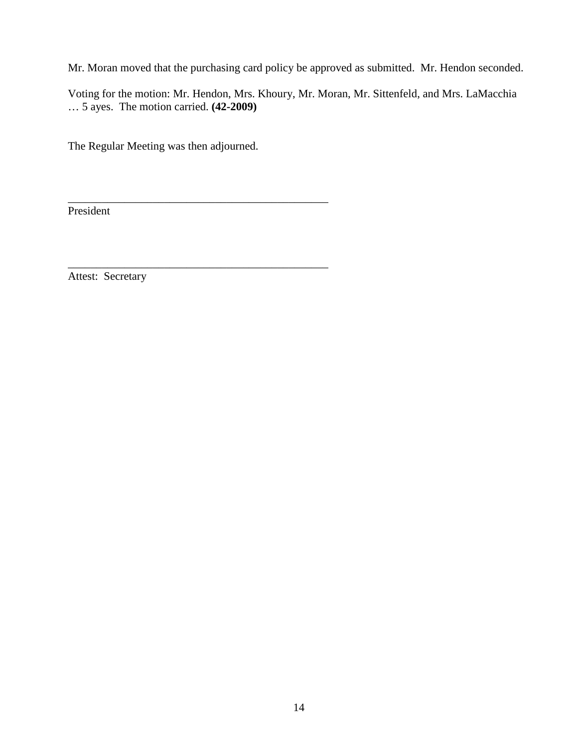Mr. Moran moved that the purchasing card policy be approved as submitted. Mr. Hendon seconded.

Voting for the motion: Mr. Hendon, Mrs. Khoury, Mr. Moran, Mr. Sittenfeld, and Mrs. LaMacchia … 5 ayes. The motion carried. **(42-2009)**

The Regular Meeting was then adjourned.

\_\_\_\_\_\_\_\_\_\_\_\_\_\_\_\_\_\_\_\_\_\_\_\_\_\_\_\_\_\_\_\_\_\_\_\_\_\_\_\_\_\_\_\_\_\_\_\_
President

\_\_\_\_\_\_\_\_\_\_\_\_\_\_\_\_\_\_\_\_\_\_\_\_\_\_\_\_\_\_\_\_\_\_\_\_\_\_\_\_\_\_\_\_\_\_\_\_
Attest: Secretary